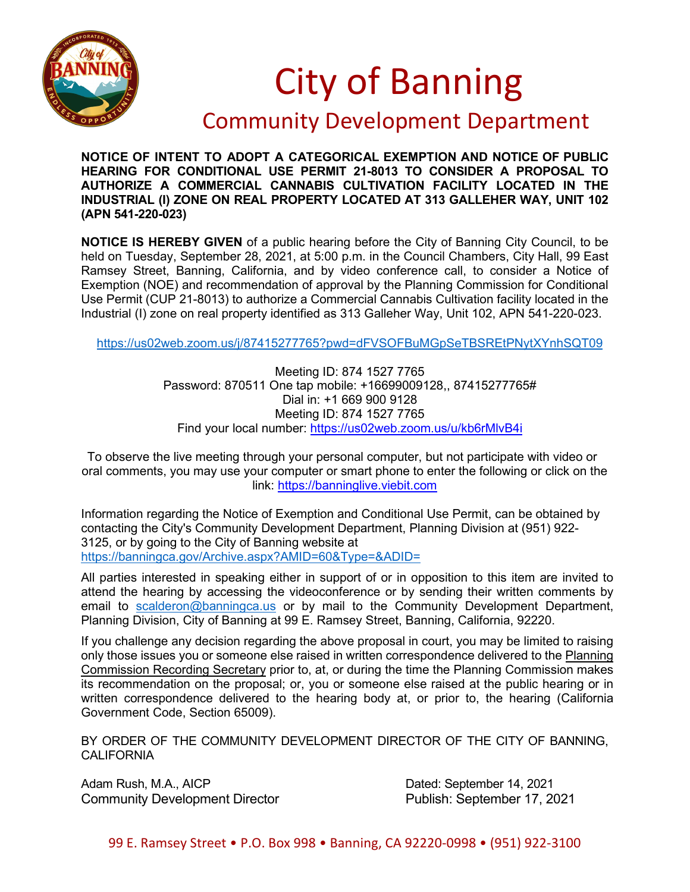# City of Banning

## Community Development Department

**NOTICE OF INTENT TO ADOPT A CATEGORICAL EXEMPTION AND NOTICE OF PUBLIC HEARING FOR CONDITIONAL USE PERMIT 21-8013 TO CONSIDER A PROPOSAL TO AUTHORIZE A COMMERCIAL CANNABIS CULTIVATION FACILITY LOCATED IN THE INDUSTRIAL (I) ZONE ON REAL PROPERTY LOCATED AT 313 GALLEHER WAY, UNIT 102 (APN 541-220-023)**

**NOTICE IS HEREBY GIVEN** of a public hearing before the City of Banning City Council, to be held on Tuesday, September 28, 2021, at 5:00 p.m. in the Council Chambers, City Hall, 99 East Ramsey Street, Banning, California, and by video conference call, to consider a Notice of Exemption (NOE) and recommendation of approval by the Planning Commission for Conditional Use Permit (CUP 21-8013) to authorize a Commercial Cannabis Cultivation facility located in the Industrial (I) zone on real property identified as 313 Galleher Way, Unit 102, APN 541-220-023.

https://us02web.zoom.us/j/87415277765?pwd=dFVSOFBuMGpSeTBSREtPNytXYnhSQT09

Meeting ID: 874 1527 7765
Password: 870511 One tap mobile: +16699009128,, 87415277765#
Dial in: +1 669 900 9128
Meeting ID: 874 1527 7765
Find your local number: https://us02web.zoom.us/u/kb6rMlvB4i

To observe the live meeting through your personal computer, but not participate with video or oral comments, you may use your computer or smart phone to enter the following or click on the link: https://banninglive.viebit.com

Information regarding the Notice of Exemption and Conditional Use Permit, can be obtained by contacting the City's Community Development Department, Planning Division at (951) 922-3125, or by going to the City of Banning website at https://banningca.gov/Archive.aspx?AMID=60&Type=&ADID=

All parties interested in speaking either in support of or in opposition to this item are invited to attend the hearing by accessing the videoconference or by sending their written comments by email to scalderon@banningca.us or by mail to the Community Development Department, Planning Division, City of Banning at 99 E. Ramsey Street, Banning, California, 92220.

If you challenge any decision regarding the above proposal in court, you may be limited to raising only those issues you or someone else raised in written correspondence delivered to the Planning Commission Recording Secretary prior to, at, or during the time the Planning Commission makes its recommendation on the proposal; or, you or someone else raised at the public hearing or in written correspondence delivered to the hearing body at, or prior to, the hearing (California Government Code, Section 65009).

BY ORDER OF THE COMMUNITY DEVELOPMENT DIRECTOR OF THE CITY OF BANNING, CALIFORNIA

Adam Rush, M.A., AICP
Community Development Director

Dated: September 14, 2021
Publish: September 17, 2021

99 E. Ramsey Street • P.O. Box 998 • Banning, CA 92220-0998 • (951) 922-3100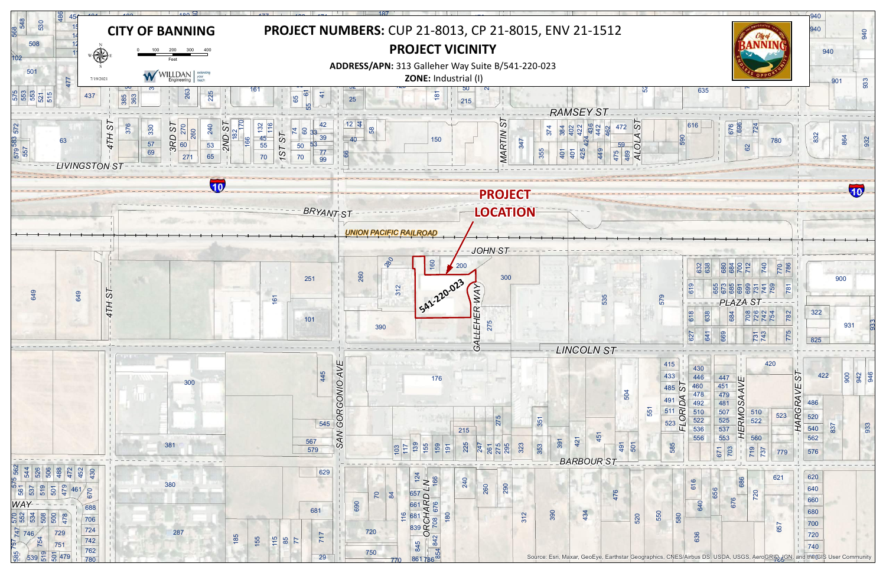# CITY OF BANNING

**PROJECT NUMBERS:** CUP 21-8013, CP 21-8015, ENV 21-1512

## PROJECT VICINITY

**ADDRESS/APN:** 313 Galleher Way Suite B/541-220-023

**ZONE:** Industrial (I)

7/19/2021

0 100 200 300 400 Feet

WILLDAN Engineering

PROJECT LOCATION

541-220-023

RAMSEY ST

LIVINGSTON ST

BRYANT ST

UNION PACIFIC RAILROAD

JOHN ST

GALLEHER WAY

LINCOLN ST

PLAZA ST

BARBOUR ST

4TH ST

3RD ST

2ND ST

1ST ST

MARTIN ST

ALOLA ST

SAN GORGONIO AVE

FLORIDA ST

HERMOSA AVE

HARGRAVE ST

ORCHARD LN

WAY

10

Source: Esri, Maxar, GeoEye, Earthstar Geographics, CNES/Airbus DS, USDA, USGS, AeroGRID, IGN, and the GIS User Community